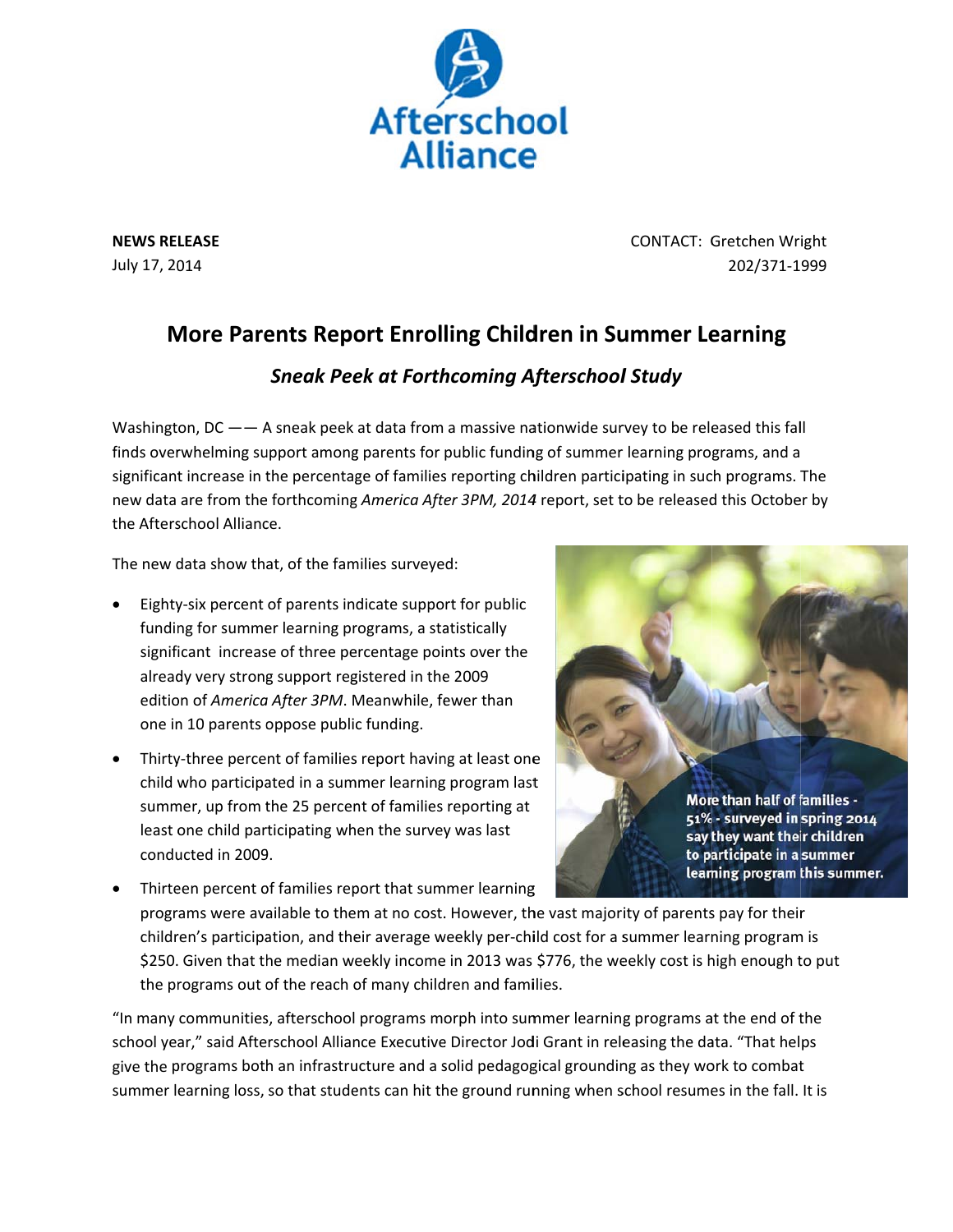Afterschool Alliance

**NEWS RELEASE**
July 17, 2014

CONTACT: Gretchen Wright
202/371-1999

# More Parents Report Enrolling Children in Summer Learning

## *Sneak Peek at Forthcoming Afterschool Study*

Washington, DC —— A sneak peek at data from a massive nationwide survey to be released this fall finds overwhelming support among parents for public funding of summer learning programs, and a significant increase in the percentage of families reporting children participating in such programs. The new data are from the forthcoming *America After 3PM, 2014* report, set to be released this October by the Afterschool Alliance.

The new data show that, of the families surveyed:

- Eighty-six percent of parents indicate support for public funding for summer learning programs, a statistically significant increase of three percentage points over the already very strong support registered in the 2009 edition of *America After 3PM*. Meanwhile, fewer than one in 10 parents oppose public funding.
- Thirty-three percent of families report having at least one child who participated in a summer learning program last summer, up from the 25 percent of families reporting at least one child participating when the survey was last conducted in 2009.
- Thirteen percent of families report that summer learning programs were available to them at no cost. However, the vast majority of parents pay for their children's participation, and their average weekly per-child cost for a summer learning program is $250. Given that the median weekly income in 2013 was $776, the weekly cost is high enough to put the programs out of the reach of many children and families.

**More than half of families - 51% - surveyed in spring 2014 say they want their children to participate in a summer learning program this summer.**

"In many communities, afterschool programs morph into summer learning programs at the end of the school year," said Afterschool Alliance Executive Director Jodi Grant in releasing the data. "That helps give the programs both an infrastructure and a solid pedagogical grounding as they work to combat summer learning loss, so that students can hit the ground running when school resumes in the fall. It is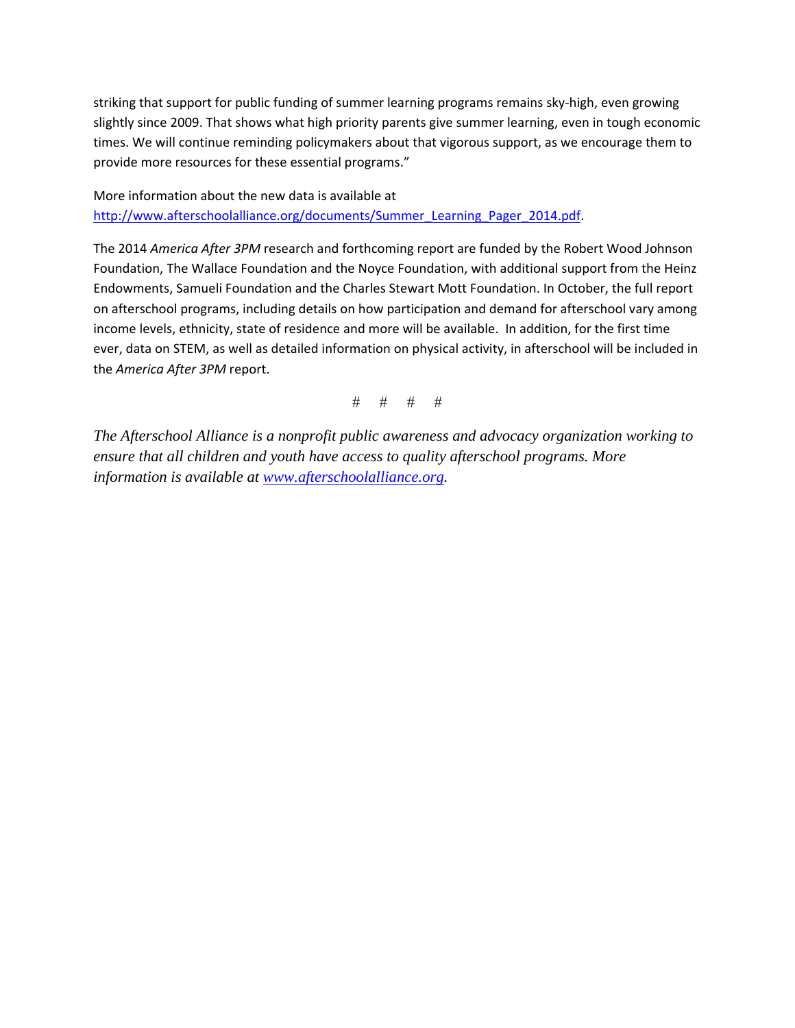striking that support for public funding of summer learning programs remains sky-high, even growing slightly since 2009. That shows what high priority parents give summer learning, even in tough economic times. We will continue reminding policymakers about that vigorous support, as we encourage them to provide more resources for these essential programs."

More information about the new data is available at [http://www.afterschoolalliance.org/documents/Summer_Learning_Pager_2014.pdf](http://www.afterschoolalliance.org/documents/Summer_Learning_Pager_2014.pdf).

The 2014 *America After 3PM* research and forthcoming report are funded by the Robert Wood Johnson Foundation, The Wallace Foundation and the Noyce Foundation, with additional support from the Heinz Endowments, Samueli Foundation and the Charles Stewart Mott Foundation. In October, the full report on afterschool programs, including details on how participation and demand for afterschool vary among income levels, ethnicity, state of residence and more will be available. In addition, for the first time ever, data on STEM, as well as detailed information on physical activity, in afterschool will be included in the *America After 3PM* report.

# # # #

*The Afterschool Alliance is a nonprofit public awareness and advocacy organization working to ensure that all children and youth have access to quality afterschool programs. More information is available at [www.afterschoolalliance.org](http://www.afterschoolalliance.org).*